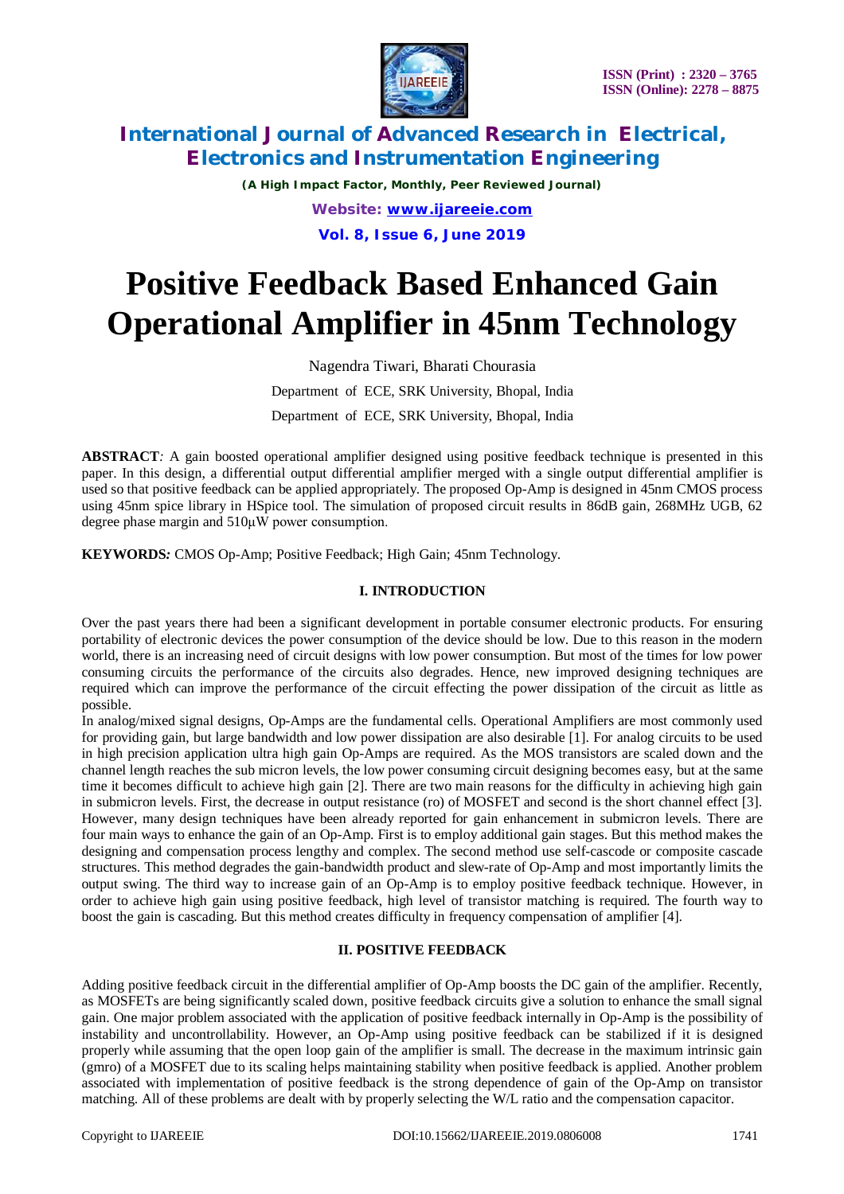# Positive Feedback Based Enhanced Gain Operational Amplifier in 45nm Technology

Nagendra Tiwari, Bharati Chourasia

Department of ECE, SRK University, Bhopal, India

Department of ECE, SRK University, Bhopal, India

**ABSTRACT**: A gain boosted operational amplifier designed using positive feedback technique is presented in this paper. In this design, a differential output differential amplifier merged with a single output differential amplifier is used so that positive feedback can be applied appropriately. The proposed Op-Amp is designed in 45nm CMOS process using 45nm spice library in HSpice tool. The simulation of proposed circuit results in 86dB gain, 268MHz UGB, 62 degree phase margin and 510μW power consumption.

**KEYWORDS:** CMOS Op-Amp; Positive Feedback; High Gain; 45nm Technology.

## I. INTRODUCTION

Over the past years there had been a significant development in portable consumer electronic products. For ensuring portability of electronic devices the power consumption of the device should be low. Due to this reason in the modern world, there is an increasing need of circuit designs with low power consumption. But most of the times for low power consuming circuits the performance of the circuits also degrades. Hence, new improved designing techniques are required which can improve the performance of the circuit effecting the power dissipation of the circuit as little as possible.

In analog/mixed signal designs, Op-Amps are the fundamental cells. Operational Amplifiers are most commonly used for providing gain, but large bandwidth and low power dissipation are also desirable [1]. For analog circuits to be used in high precision application ultra high gain Op-Amps are required. As the MOS transistors are scaled down and the channel length reaches the sub micron levels, the low power consuming circuit designing becomes easy, but at the same time it becomes difficult to achieve high gain [2]. There are two main reasons for the difficulty in achieving high gain in submicron levels. First, the decrease in output resistance (ro) of MOSFET and second is the short channel effect [3]. However, many design techniques have been already reported for gain enhancement in submicron levels. There are four main ways to enhance the gain of an Op-Amp. First is to employ additional gain stages. But this method makes the designing and compensation process lengthy and complex. The second method use self-cascode or composite cascade structures. This method degrades the gain-bandwidth product and slew-rate of Op-Amp and most importantly limits the output swing. The third way to increase gain of an Op-Amp is to employ positive feedback technique. However, in order to achieve high gain using positive feedback, high level of transistor matching is required. The fourth way to boost the gain is cascading. But this method creates difficulty in frequency compensation of amplifier [4].

## II. POSITIVE FEEDBACK

Adding positive feedback circuit in the differential amplifier of Op-Amp boosts the DC gain of the amplifier. Recently, as MOSFETs are being significantly scaled down, positive feedback circuits give a solution to enhance the small signal gain. One major problem associated with the application of positive feedback internally in Op-Amp is the possibility of instability and uncontrollability. However, an Op-Amp using positive feedback can be stabilized if it is designed properly while assuming that the open loop gain of the amplifier is small. The decrease in the maximum intrinsic gain (gmro) of a MOSFET due to its scaling helps maintaining stability when positive feedback is applied. Another problem associated with implementation of positive feedback is the strong dependence of gain of the Op-Amp on transistor matching. All of these problems are dealt with by properly selecting the W/L ratio and the compensation capacitor.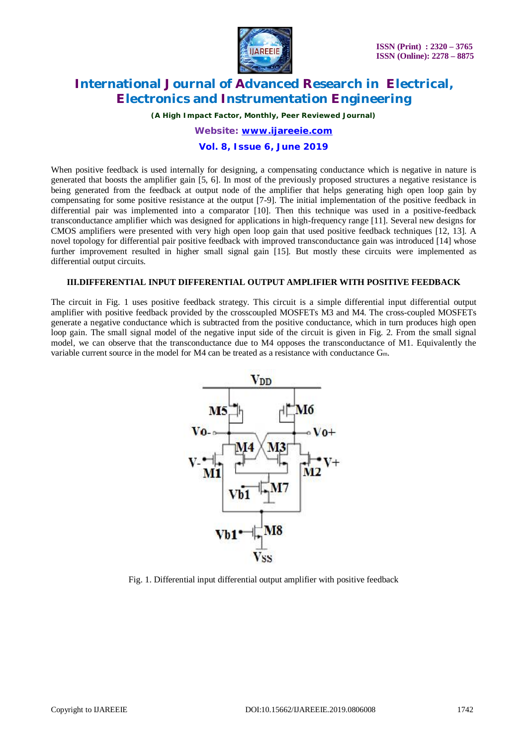When positive feedback is used internally for designing, a compensating conductance which is negative in nature is generated that boosts the amplifier gain [5, 6]. In most of the previously proposed structures a negative resistance is being generated from the feedback at output node of the amplifier that helps generating high open loop gain by compensating for some positive resistance at the output [7-9]. The initial implementation of the positive feedback in differential pair was implemented into a comparator [10]. Then this technique was used in a positive-feedback transconductance amplifier which was designed for applications in high-frequency range [11]. Several new designs for CMOS amplifiers were presented with very high open loop gain that used positive feedback techniques [12, 13]. A novel topology for differential pair positive feedback with improved transconductance gain was introduced [14] whose further improvement resulted in higher small signal gain [15]. But mostly these circuits were implemented as differential output circuits.

## III.DIFFERENTIAL INPUT DIFFERENTIAL OUTPUT AMPLIFIER WITH POSITIVE FEEDBACK

The circuit in Fig. 1 uses positive feedback strategy. This circuit is a simple differential input differential output amplifier with positive feedback provided by the crosscoupled MOSFETs M3 and M4. The cross-coupled MOSFETs generate a negative conductance which is subtracted from the positive conductance, which in turn produces high open loop gain. The small signal model of the negative input side of the circuit is given in Fig. 2. From the small signal model, we can observe that the transconductance due to M4 opposes the transconductance of M1. Equivalently the variable current source in the model for M4 can be treated as a resistance with conductance $G_m$.

Fig. 1. Differential input differential output amplifier with positive feedback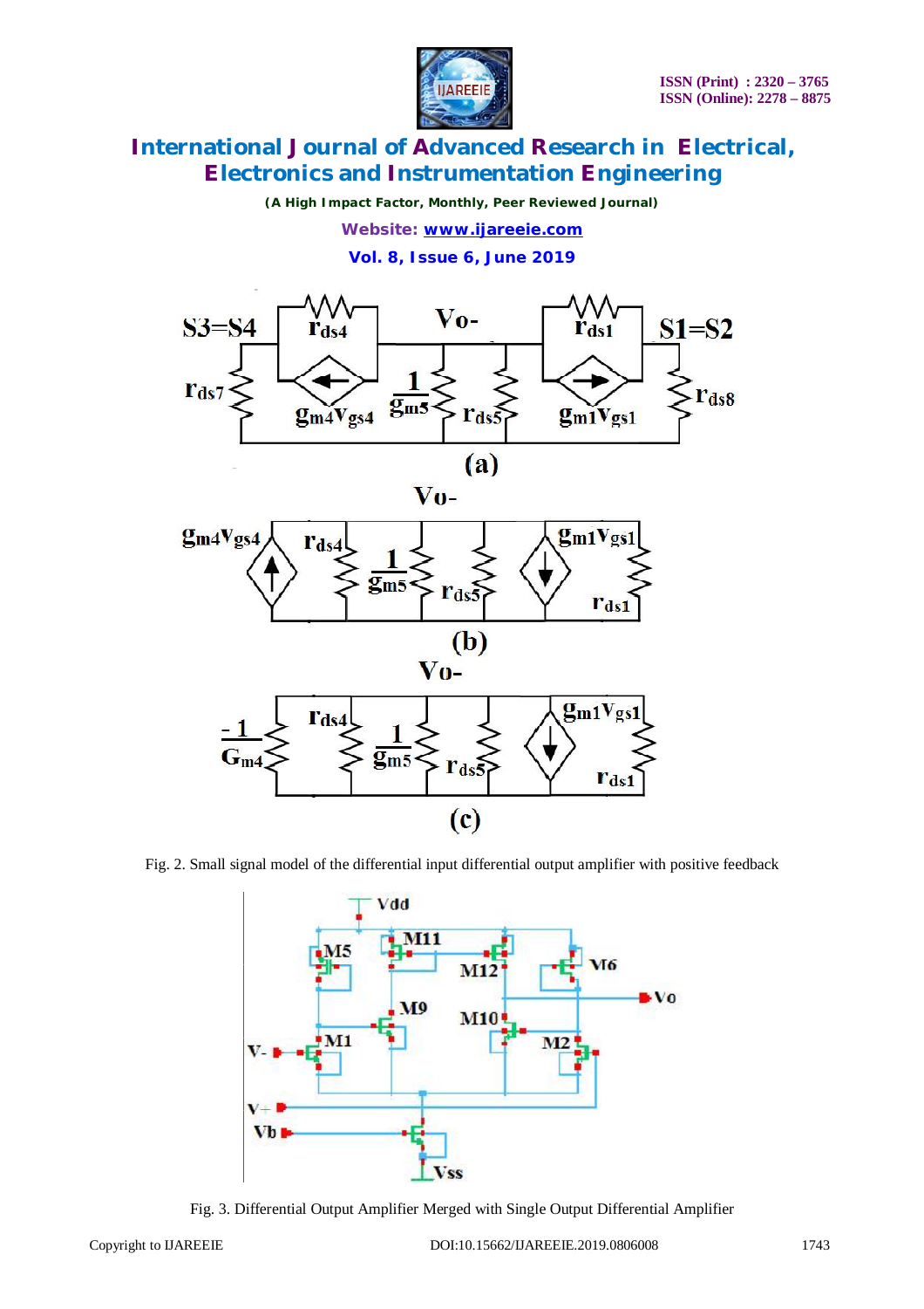Fig. 2. Small signal model of the differential input differential output amplifier with positive feedback

Fig. 3. Differential Output Amplifier Merged with Single Output Differential Amplifier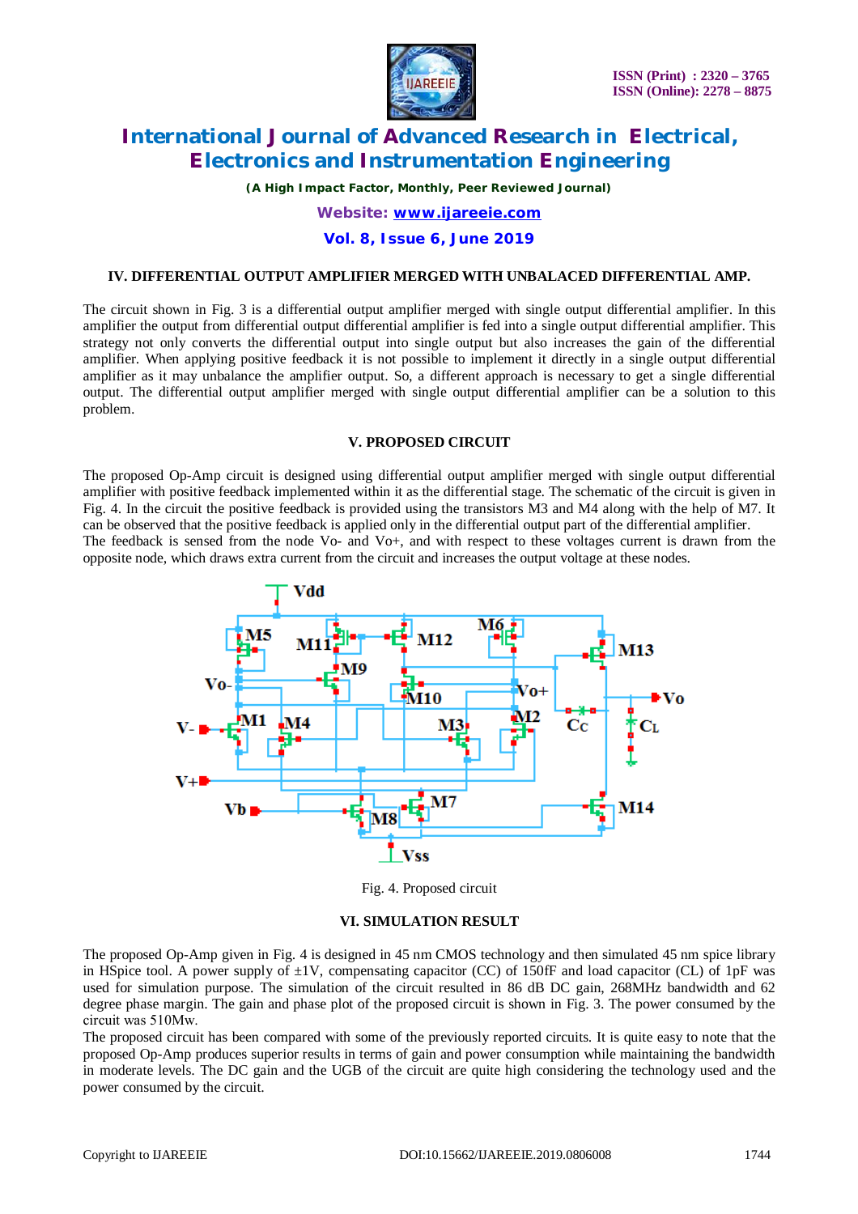## IV. DIFFERENTIAL OUTPUT AMPLIFIER MERGED WITH UNBALACED DIFFERENTIAL AMP.

The circuit shown in Fig. 3 is a differential output amplifier merged with single output differential amplifier. In this amplifier the output from differential output differential amplifier is fed into a single output differential amplifier. This strategy not only converts the differential output into single output but also increases the gain of the differential amplifier. When applying positive feedback it is not possible to implement it directly in a single output differential amplifier as it may unbalance the amplifier output. So, a different approach is necessary to get a single differential output. The differential output amplifier merged with single output differential amplifier can be a solution to this problem.

## V. PROPOSED CIRCUIT

The proposed Op-Amp circuit is designed using differential output amplifier merged with single output differential amplifier with positive feedback implemented within it as the differential stage. The schematic of the circuit is given in Fig. 4. In the circuit the positive feedback is provided using the transistors M3 and M4 along with the help of M7. It can be observed that the positive feedback is applied only in the differential output part of the differential amplifier.
The feedback is sensed from the node Vo- and Vo+, and with respect to these voltages current is drawn from the opposite node, which draws extra current from the circuit and increases the output voltage at these nodes.

Fig. 4. Proposed circuit

## VI. SIMULATION RESULT

The proposed Op-Amp given in Fig. 4 is designed in 45 nm CMOS technology and then simulated 45 nm spice library in HSpice tool. A power supply of ±1V, compensating capacitor (CC) of 150fF and load capacitor (CL) of 1pF was used for simulation purpose. The simulation of the circuit resulted in 86 dB DC gain, 268MHz bandwidth and 62 degree phase margin. The gain and phase plot of the proposed circuit is shown in Fig. 3. The power consumed by the circuit was 510Mw.
The proposed circuit has been compared with some of the previously reported circuits. It is quite easy to note that the proposed Op-Amp produces superior results in terms of gain and power consumption while maintaining the bandwidth in moderate levels. The DC gain and the UGB of the circuit are quite high considering the technology used and the power consumed by the circuit.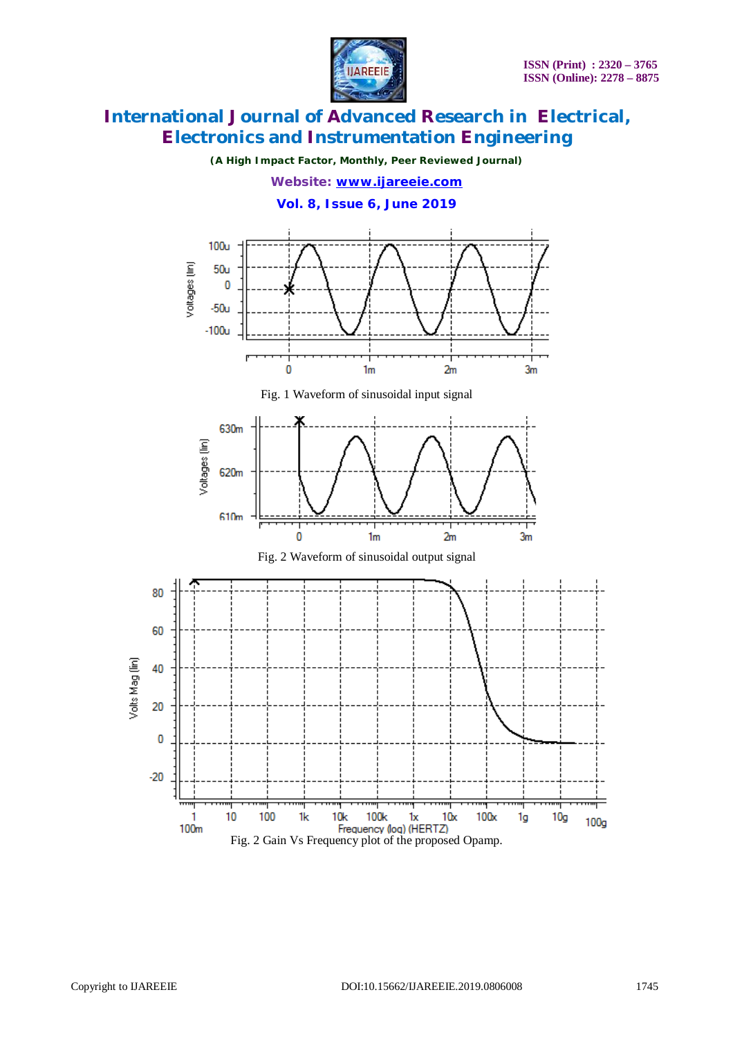Fig. 1 Waveform of sinusoidal input signal

Fig. 2 Waveform of sinusoidal output signal

Fig. 2 Gain Vs Frequency plot of the proposed Opamp.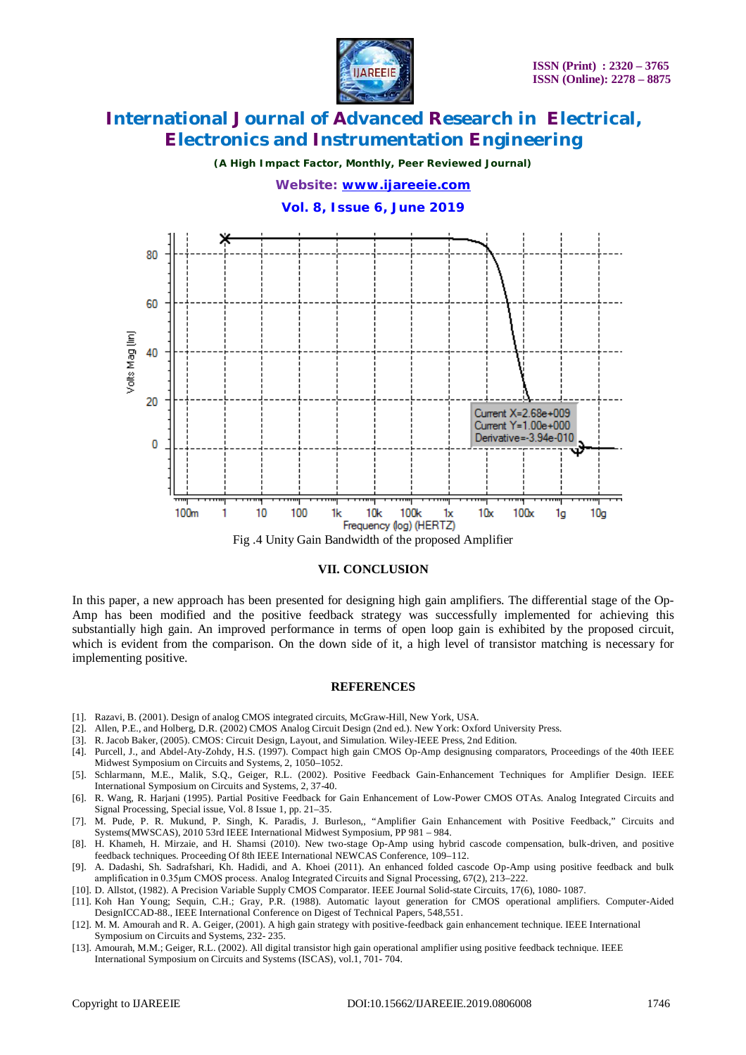Fig .4 Unity Gain Bandwidth of the proposed Amplifier

## VII. CONCLUSION

In this paper, a new approach has been presented for designing high gain amplifiers. The differential stage of the Op-Amp has been modified and the positive feedback strategy was successfully implemented for achieving this substantially high gain. An improved performance in terms of open loop gain is exhibited by the proposed circuit, which is evident from the comparison. On the down side of it, a high level of transistor matching is necessary for implementing positive.

## REFERENCES

[1]. Razavi, B. (2001). Design of analog CMOS integrated circuits, McGraw-Hill, New York, USA.

[2]. Allen, P.E., and Holberg, D.R. (2002) CMOS Analog Circuit Design (2nd ed.). New York: Oxford University Press.

[3]. R. Jacob Baker, (2005). CMOS: Circuit Design, Layout, and Simulation. Wiley-IEEE Press, 2nd Edition.

[4]. Purcell, J., and Abdel-Aty-Zohdy, H.S. (1997). Compact high gain CMOS Op-Amp designusing comparators, Proceedings of the 40th IEEE Midwest Symposium on Circuits and Systems, 2, 1050–1052.

[5]. Schlarmann, M.E., Malik, S.Q., Geiger, R.L. (2002). Positive Feedback Gain-Enhancement Techniques for Amplifier Design. IEEE International Symposium on Circuits and Systems, 2, 37-40.

[6]. R. Wang, R. Harjani (1995). Partial Positive Feedback for Gain Enhancement of Low-Power CMOS OTAs. Analog Integrated Circuits and Signal Processing, Special issue, Vol. 8 Issue 1, pp. 21–35.

[7]. M. Pude, P. R. Mukund, P. Singh, K. Paradis, J. Burleson,, "Amplifier Gain Enhancement with Positive Feedback," Circuits and Systems(MWSCAS), 2010 53rd IEEE International Midwest Symposium, PP 981 – 984.

[8]. H. Khameh, H. Mirzaie, and H. Shamsi (2010). New two-stage Op-Amp using hybrid cascode compensation, bulk-driven, and positive feedback techniques. Proceeding Of 8th IEEE International NEWCAS Conference, 109–112.

[9]. A. Dadashi, Sh. Sadrafshari, Kh. Hadidi, and A. Khoei (2011). An enhanced folded cascode Op-Amp using positive feedback and bulk amplification in 0.35μm CMOS process. Analog Integrated Circuits and Signal Processing, 67(2), 213–222.

[10]. D. Allstot, (1982). A Precision Variable Supply CMOS Comparator. IEEE Journal Solid-state Circuits, 17(6), 1080- 1087.

[11]. Koh Han Young; Sequin, C.H.; Gray, P.R. (1988). Automatic layout generation for CMOS operational amplifiers. Computer-Aided DesignICCAD-88., IEEE International Conference on Digest of Technical Papers, 548,551.

[12]. M. M. Amourah and R. A. Geiger, (2001). A high gain strategy with positive-feedback gain enhancement technique. IEEE International Symposium on Circuits and Systems, 232- 235.

[13]. Amourah, M.M.; Geiger, R.L. (2002). All digital transistor high gain operational amplifier using positive feedback technique. IEEE International Symposium on Circuits and Systems (ISCAS), vol.1, 701- 704.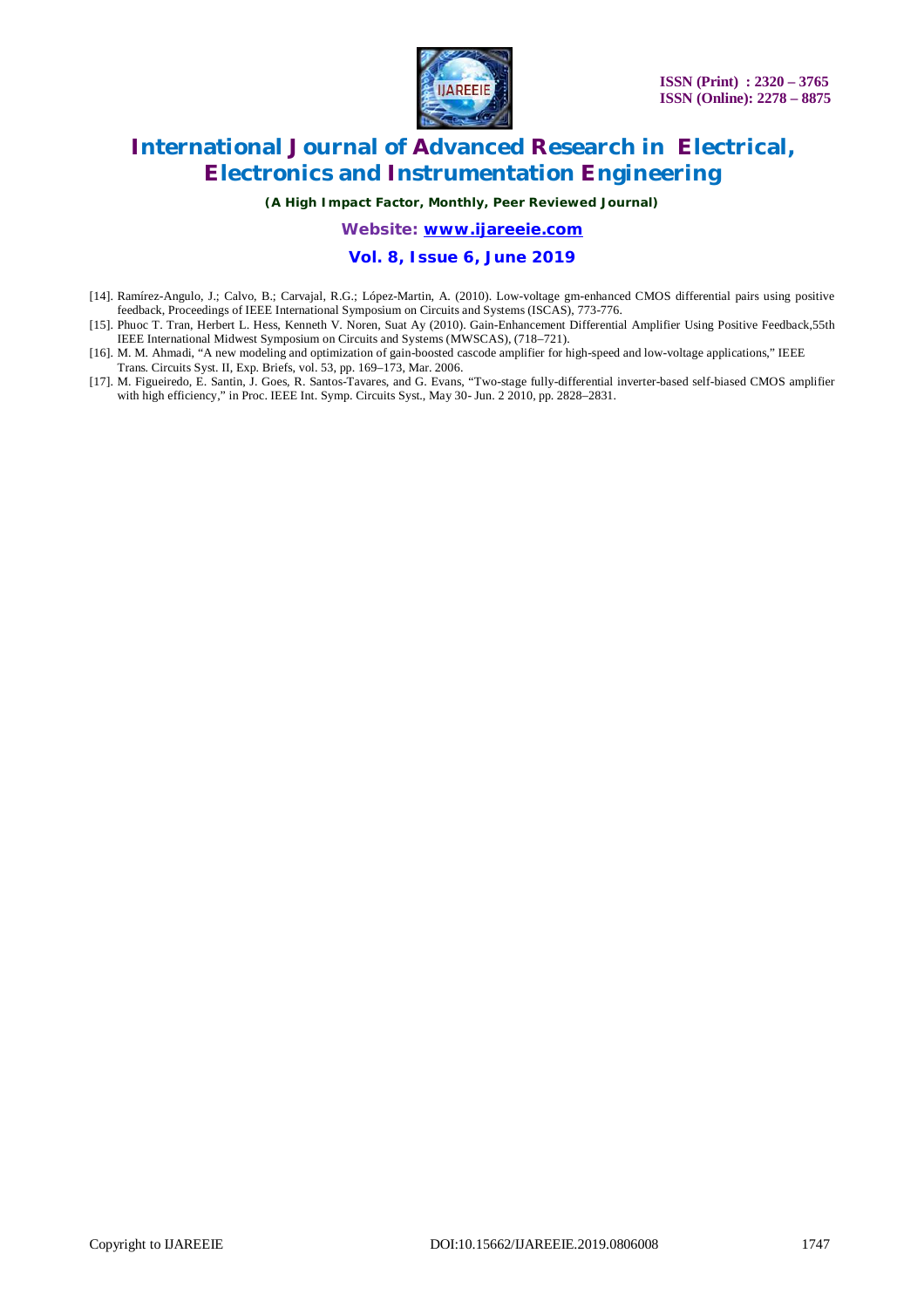[14]. Ramírez-Angulo, J.; Calvo, B.; Carvajal, R.G.; López-Martin, A. (2010). Low-voltage gm-enhanced CMOS differential pairs using positive feedback, Proceedings of IEEE International Symposium on Circuits and Systems (ISCAS), 773-776.

[15]. Phuoc T. Tran, Herbert L. Hess, Kenneth V. Noren, Suat Ay (2010). Gain-Enhancement Differential Amplifier Using Positive Feedback,55th IEEE International Midwest Symposium on Circuits and Systems (MWSCAS), (718–721).

[16]. M. M. Ahmadi, "A new modeling and optimization of gain-boosted cascode amplifier for high-speed and low-voltage applications," IEEE Trans. Circuits Syst. II, Exp. Briefs, vol. 53, pp. 169–173, Mar. 2006.

[17]. M. Figueiredo, E. Santin, J. Goes, R. Santos-Tavares, and G. Evans, "Two-stage fully-differential inverter-based self-biased CMOS amplifier with high efficiency," in Proc. IEEE Int. Symp. Circuits Syst., May 30- Jun. 2 2010, pp. 2828–2831.